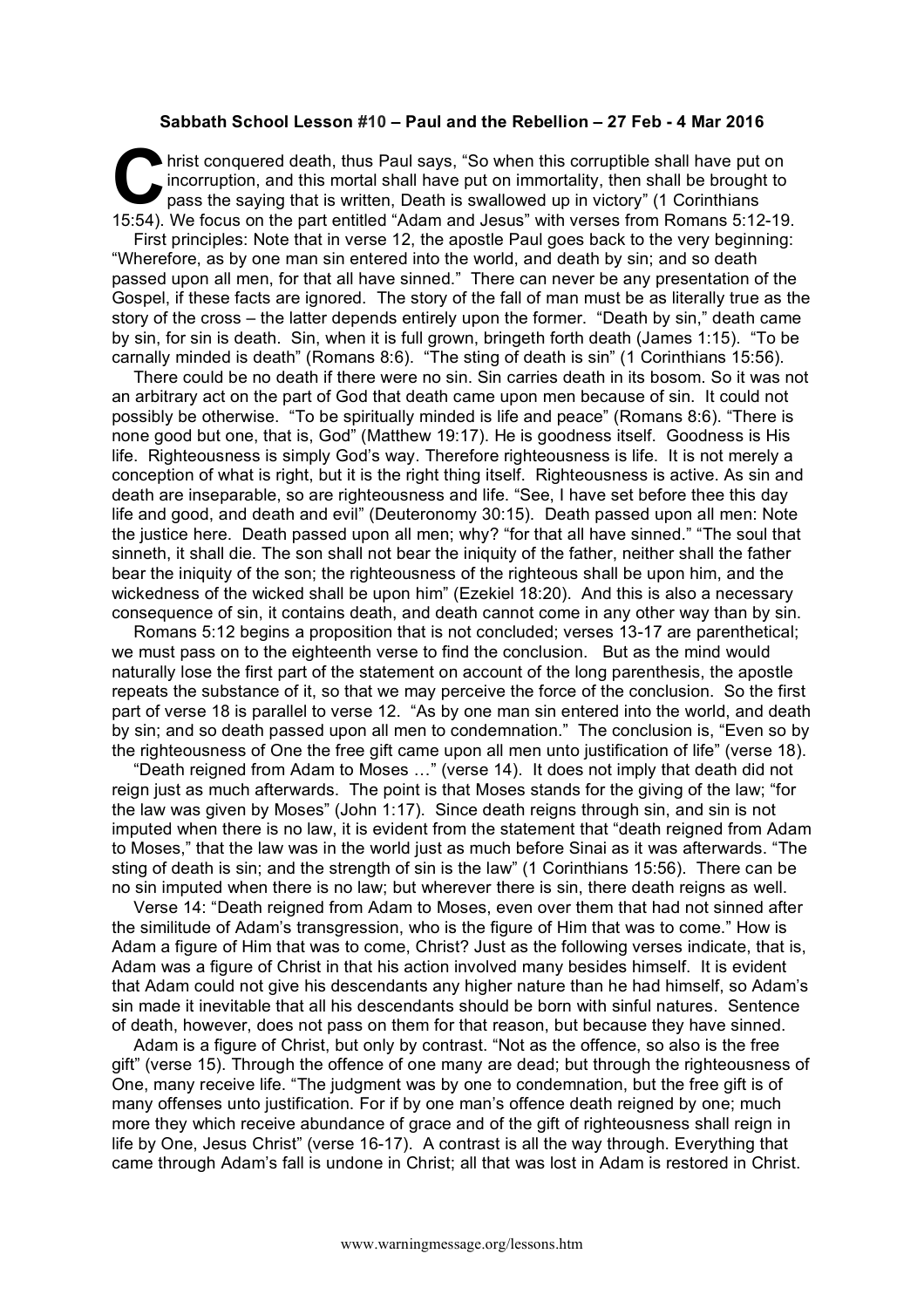**Sabbath School Lesson #10 – Paul and the Rebellion – 27 Feb - 4 Mar 2016**

Christ conquered death, thus Paul says, "So when this corruptible shall have put on incorruption, and this mortal shall have put on immortality, then shall be brought to pass the saying that is written, Death is swallowed up in victory" (1 Corinthians 15:54). We focus on the part entitled "Adam and Jesus" with verses from Romans 5:12-19.

First principles: Note that in verse 12, the apostle Paul goes back to the very beginning: "Wherefore, as by one man sin entered into the world, and death by sin; and so death passed upon all men, for that all have sinned." There can never be any presentation of the Gospel, if these facts are ignored. The story of the fall of man must be as literally true as the story of the cross – the latter depends entirely upon the former. "Death by sin," death came by sin, for sin is death. Sin, when it is full grown, bringeth forth death (James 1:15). "To be carnally minded is death" (Romans 8:6). "The sting of death is sin" (1 Corinthians 15:56).

There could be no death if there were no sin. Sin carries death in its bosom. So it was not an arbitrary act on the part of God that death came upon men because of sin. It could not possibly be otherwise. "To be spiritually minded is life and peace" (Romans 8:6). "There is none good but one, that is, God" (Matthew 19:17). He is goodness itself. Goodness is His life. Righteousness is simply God's way. Therefore righteousness is life. It is not merely a conception of what is right, but it is the right thing itself. Righteousness is active. As sin and death are inseparable, so are righteousness and life. "See, I have set before thee this day life and good, and death and evil" (Deuteronomy 30:15). Death passed upon all men: Note the justice here. Death passed upon all men; why? "for that all have sinned." "The soul that sinneth, it shall die. The son shall not bear the iniquity of the father, neither shall the father bear the iniquity of the son; the righteousness of the righteous shall be upon him, and the wickedness of the wicked shall be upon him" (Ezekiel 18:20). And this is also a necessary consequence of sin, it contains death, and death cannot come in any other way than by sin.

Romans 5:12 begins a proposition that is not concluded; verses 13-17 are parenthetical; we must pass on to the eighteenth verse to find the conclusion. But as the mind would naturally lose the first part of the statement on account of the long parenthesis, the apostle repeats the substance of it, so that we may perceive the force of the conclusion. So the first part of verse 18 is parallel to verse 12. "As by one man sin entered into the world, and death by sin; and so death passed upon all men to condemnation." The conclusion is, "Even so by the righteousness of One the free gift came upon all men unto justification of life" (verse 18).

"Death reigned from Adam to Moses …" (verse 14). It does not imply that death did not reign just as much afterwards. The point is that Moses stands for the giving of the law; "for the law was given by Moses" (John 1:17). Since death reigns through sin, and sin is not imputed when there is no law, it is evident from the statement that "death reigned from Adam to Moses," that the law was in the world just as much before Sinai as it was afterwards. "The sting of death is sin; and the strength of sin is the law" (1 Corinthians 15:56). There can be no sin imputed when there is no law; but wherever there is sin, there death reigns as well.

Verse 14: "Death reigned from Adam to Moses, even over them that had not sinned after the similitude of Adam's transgression, who is the figure of Him that was to come." How is Adam a figure of Him that was to come, Christ? Just as the following verses indicate, that is, Adam was a figure of Christ in that his action involved many besides himself. It is evident that Adam could not give his descendants any higher nature than he had himself, so Adam's sin made it inevitable that all his descendants should be born with sinful natures. Sentence of death, however, does not pass on them for that reason, but because they have sinned.

Adam is a figure of Christ, but only by contrast. "Not as the offence, so also is the free gift" (verse 15). Through the offence of one many are dead; but through the righteousness of One, many receive life. "The judgment was by one to condemnation, but the free gift is of many offenses unto justification. For if by one man's offence death reigned by one; much more they which receive abundance of grace and of the gift of righteousness shall reign in life by One, Jesus Christ" (verse 16-17). A contrast is all the way through. Everything that came through Adam's fall is undone in Christ; all that was lost in Adam is restored in Christ.

www.warningmessage.org/lessons.htm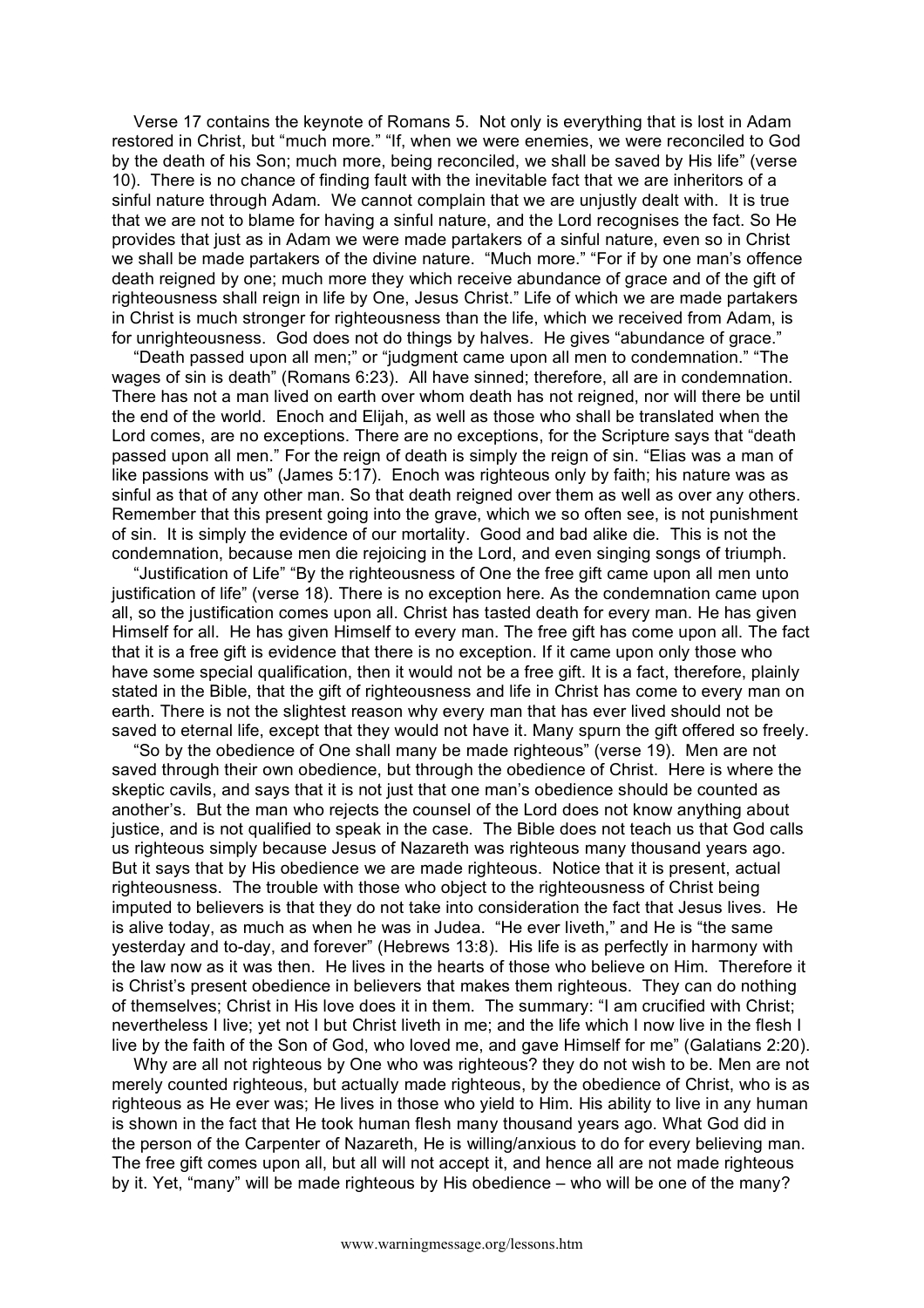Verse 17 contains the keynote of Romans 5. Not only is everything that is lost in Adam restored in Christ, but "much more." "If, when we were enemies, we were reconciled to God by the death of his Son; much more, being reconciled, we shall be saved by His life" (verse 10). There is no chance of finding fault with the inevitable fact that we are inheritors of a sinful nature through Adam. We cannot complain that we are unjustly dealt with. It is true that we are not to blame for having a sinful nature, and the Lord recognises the fact. So He provides that just as in Adam we were made partakers of a sinful nature, even so in Christ we shall be made partakers of the divine nature. "Much more." "For if by one man's offence death reigned by one; much more they which receive abundance of grace and of the gift of righteousness shall reign in life by One, Jesus Christ." Life of which we are made partakers in Christ is much stronger for righteousness than the life, which we received from Adam, is for unrighteousness. God does not do things by halves. He gives "abundance of grace."

"Death passed upon all men;" or "judgment came upon all men to condemnation." "The wages of sin is death" (Romans 6:23). All have sinned; therefore, all are in condemnation. There has not a man lived on earth over whom death has not reigned, nor will there be until the end of the world. Enoch and Elijah, as well as those who shall be translated when the Lord comes, are no exceptions. There are no exceptions, for the Scripture says that "death passed upon all men." For the reign of death is simply the reign of sin. "Elias was a man of like passions with us" (James 5:17). Enoch was righteous only by faith; his nature was as sinful as that of any other man. So that death reigned over them as well as over any others. Remember that this present going into the grave, which we so often see, is not punishment of sin. It is simply the evidence of our mortality. Good and bad alike die. This is not the condemnation, because men die rejoicing in the Lord, and even singing songs of triumph.

"Justification of Life" "By the righteousness of One the free gift came upon all men unto justification of life" (verse 18). There is no exception here. As the condemnation came upon all, so the justification comes upon all. Christ has tasted death for every man. He has given Himself for all. He has given Himself to every man. The free gift has come upon all. The fact that it is a free gift is evidence that there is no exception. If it came upon only those who have some special qualification, then it would not be a free gift. It is a fact, therefore, plainly stated in the Bible, that the gift of righteousness and life in Christ has come to every man on earth. There is not the slightest reason why every man that has ever lived should not be saved to eternal life, except that they would not have it. Many spurn the gift offered so freely.

"So by the obedience of One shall many be made righteous" (verse 19). Men are not saved through their own obedience, but through the obedience of Christ. Here is where the skeptic cavils, and says that it is not just that one man's obedience should be counted as another's. But the man who rejects the counsel of the Lord does not know anything about justice, and is not qualified to speak in the case. The Bible does not teach us that God calls us righteous simply because Jesus of Nazareth was righteous many thousand years ago. But it says that by His obedience we are made righteous. Notice that it is present, actual righteousness. The trouble with those who object to the righteousness of Christ being imputed to believers is that they do not take into consideration the fact that Jesus lives. He is alive today, as much as when he was in Judea. "He ever liveth," and He is "the same yesterday and to-day, and forever" (Hebrews 13:8). His life is as perfectly in harmony with the law now as it was then. He lives in the hearts of those who believe on Him. Therefore it is Christ's present obedience in believers that makes them righteous. They can do nothing of themselves; Christ in His love does it in them. The summary: "I am crucified with Christ; nevertheless I live; yet not I but Christ liveth in me; and the life which I now live in the flesh I live by the faith of the Son of God, who loved me, and gave Himself for me" (Galatians 2:20).

Why are all not righteous by One who was righteous? they do not wish to be. Men are not merely counted righteous, but actually made righteous, by the obedience of Christ, who is as righteous as He ever was; He lives in those who yield to Him. His ability to live in any human is shown in the fact that He took human flesh many thousand years ago. What God did in the person of the Carpenter of Nazareth, He is willing/anxious to do for every believing man. The free gift comes upon all, but all will not accept it, and hence all are not made righteous by it. Yet, "many" will be made righteous by His obedience – who will be one of the many?

www.warningmessage.org/lessons.htm